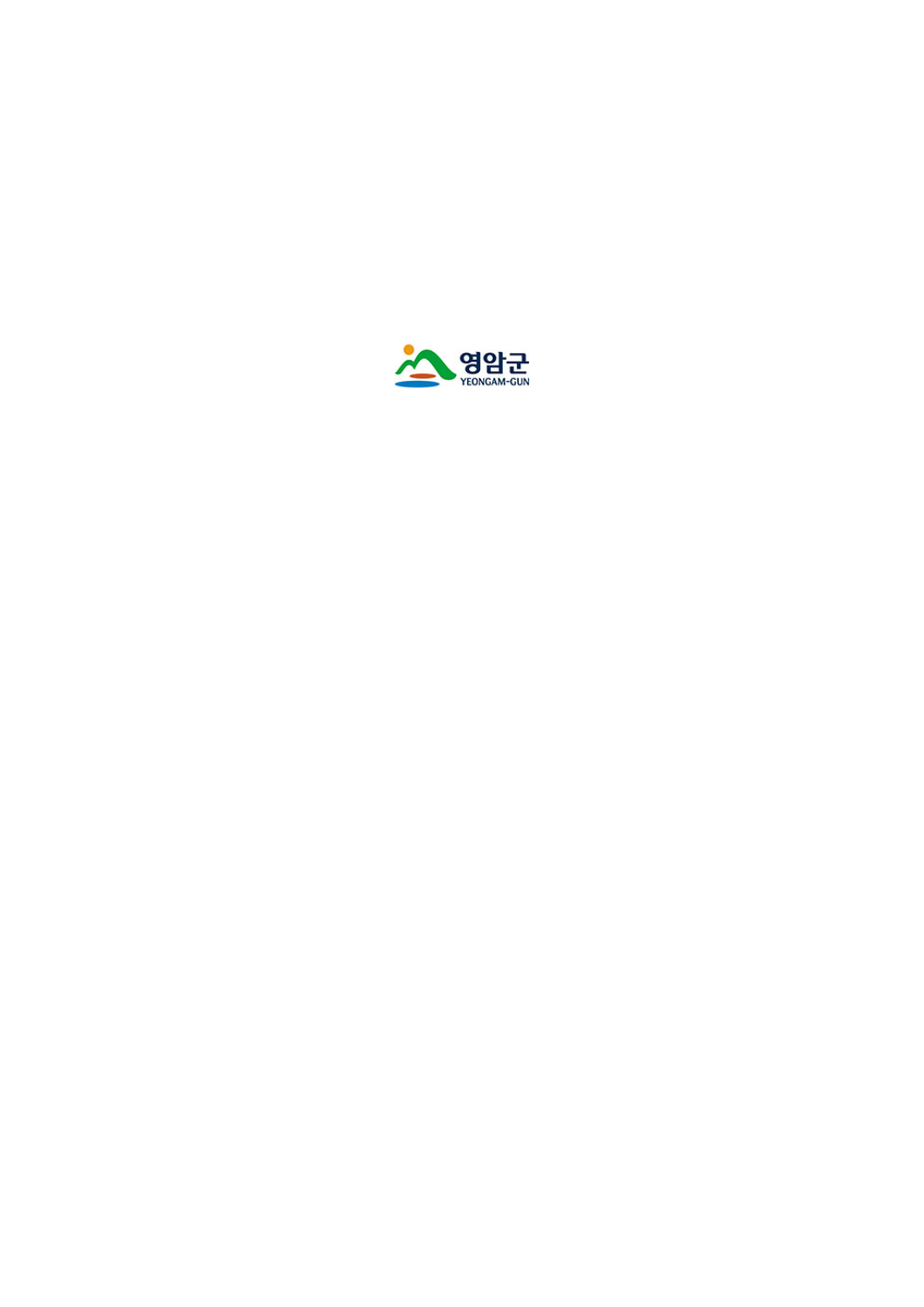영암군

YEONGAM-GUN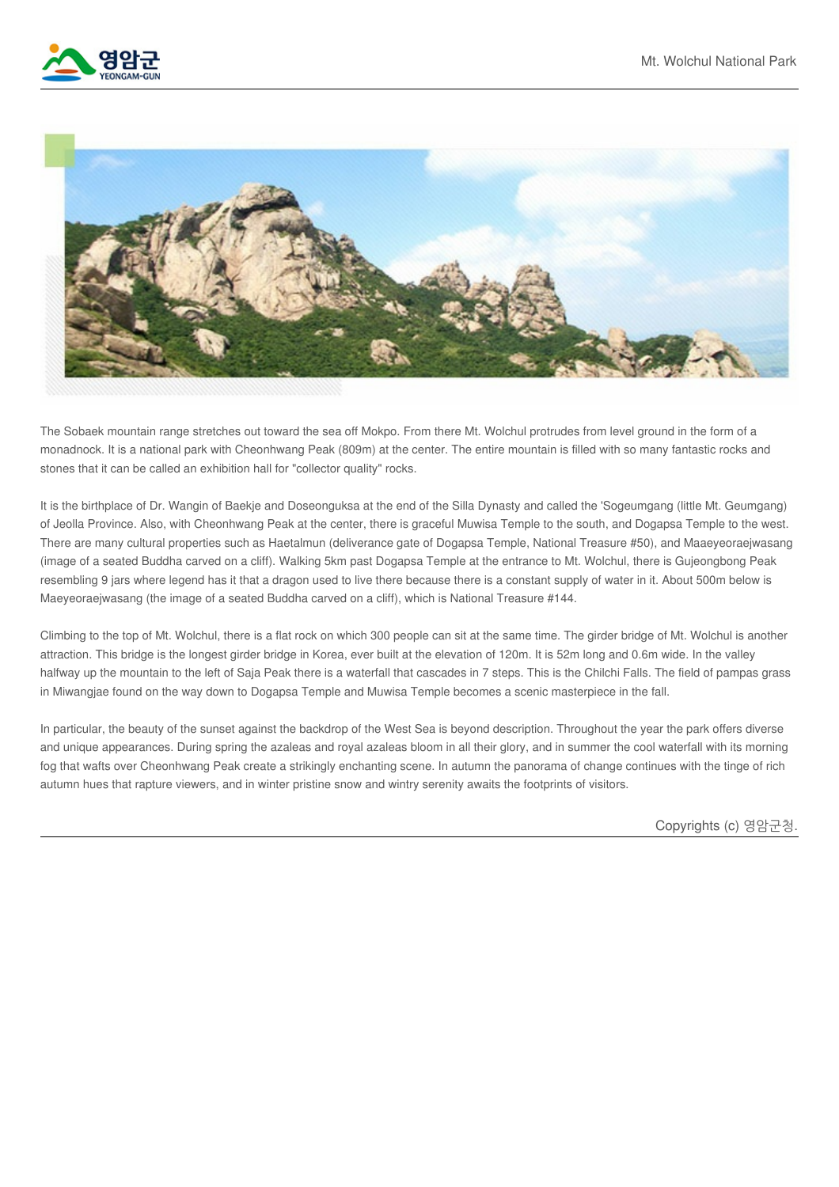The Sobaek mountain range stretches out toward the sea off Mokpo. From there Mt. Wolchul protrudes from level ground in the form of a monadnock. It is a national park with Cheonhwang Peak (809m) at the center. The entire mountain is filled with so many fantastic rocks and stones that it can be called an exhibition hall for "collector quality" rocks.

It is the birthplace of Dr. Wangin of Baekje and Doseonguksa at the end of the Silla Dynasty and called the 'Sogeumgang (little Mt. Geumgang) of Jeolla Province. Also, with Cheonhwang Peak at the center, there is graceful Muwisa Temple to the south, and Dogapsa Temple to the west. There are many cultural properties such as Haetalmun (deliverance gate of Dogapsa Temple, National Treasure #50), and Maaeyeoraejwasang (image of a seated Buddha carved on a cliff). Walking 5km past Dogapsa Temple at the entrance to Mt. Wolchul, there is Gujeongbong Peak resembling 9 jars where legend has it that a dragon used to live there because there is a constant supply of water in it. About 500m below is Maeyeoraejwasang (the image of a seated Buddha carved on a cliff), which is National Treasure #144.

Climbing to the top of Mt. Wolchul, there is a flat rock on which 300 people can sit at the same time. The girder bridge of Mt. Wolchul is another attraction. This bridge is the longest girder bridge in Korea, ever built at the elevation of 120m. It is 52m long and 0.6m wide. In the valley halfway up the mountain to the left of Saja Peak there is a waterfall that cascades in 7 steps. This is the Chilchi Falls. The field of pampas grass in Miwangjae found on the way down to Dogapsa Temple and Muwisa Temple becomes a scenic masterpiece in the fall.

In particular, the beauty of the sunset against the backdrop of the West Sea is beyond description. Throughout the year the park offers diverse and unique appearances. During spring the azaleas and royal azaleas bloom in all their glory, and in summer the cool waterfall with its morning fog that wafts over Cheonhwang Peak create a strikingly enchanting scene. In autumn the panorama of change continues with the tinge of rich autumn hues that rapture viewers, and in winter pristine snow and wintry serenity awaits the footprints of visitors.

Copyrights (c) 영암군청.